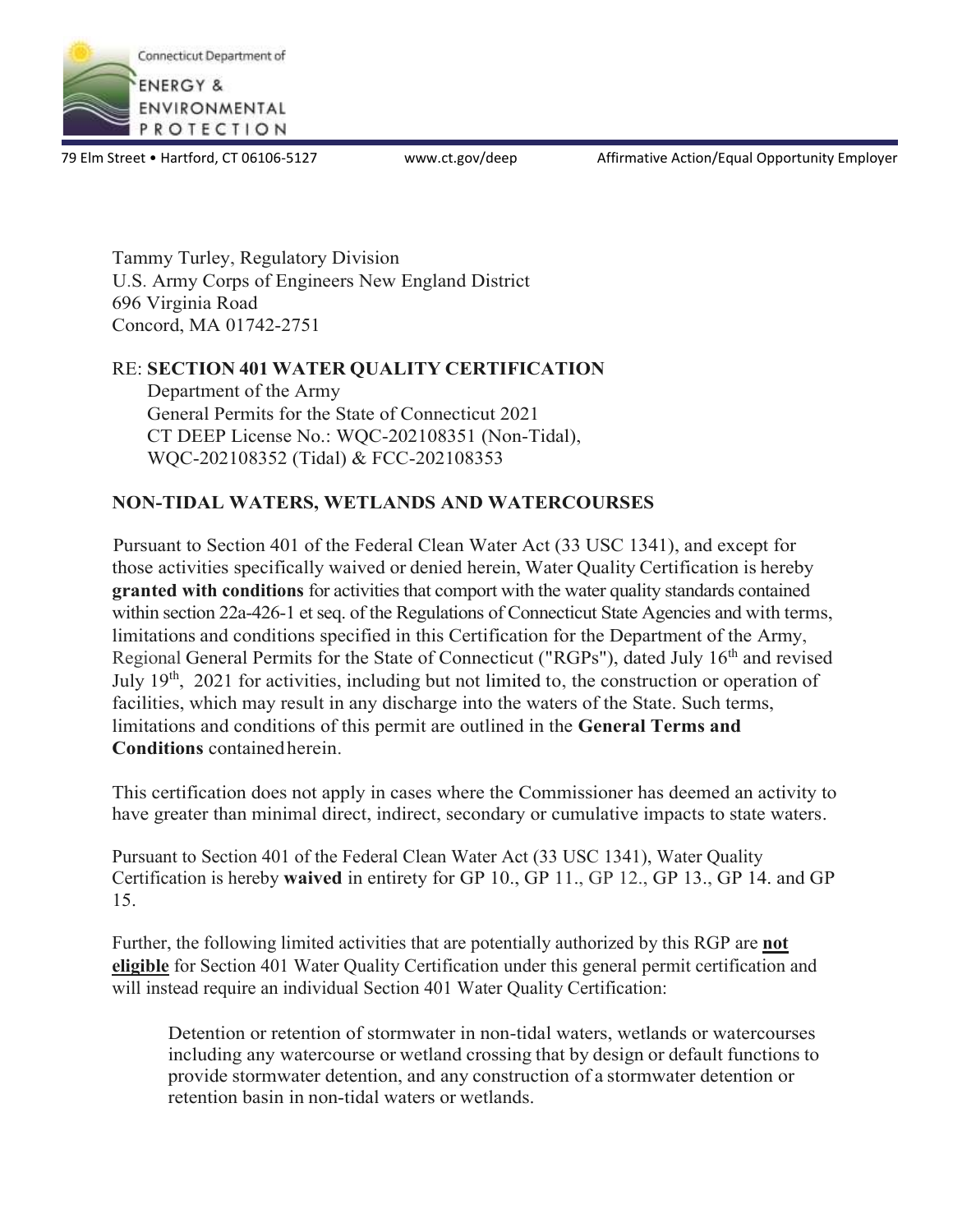Connecticut Department of

ENERGY & ENVIRONMENTAL PROTECTION

79 Elm Street • Hartford, CT 06106-5127 www.ct.gov/deep Affirmative Action/Equal Opportunity Employer

Tammy Turley, Regulatory Division
U.S. Army Corps of Engineers New England District
696 Virginia Road
Concord, MA 01742-2751

RE: **SECTION 401 WATER QUALITY CERTIFICATION**
Department of the Army
General Permits for the State of Connecticut 2021
CT DEEP License No.: WQC-202108351 (Non-Tidal),
WQC-202108352 (Tidal) & FCC-202108353

## NON-TIDAL WATERS, WETLANDS AND WATERCOURSES

Pursuant to Section 401 of the Federal Clean Water Act (33 USC 1341), and except for those activities specifically waived or denied herein, Water Quality Certification is hereby **granted with conditions** for activities that comport with the water quality standards contained within section 22a-426-1 et seq. of the Regulations of Connecticut State Agencies and with terms, limitations and conditions specified in this Certification for the Department of the Army, Regional General Permits for the State of Connecticut ("RGPs"), dated July 16th and revised July 19th, 2021 for activities, including but not limited to, the construction or operation of facilities, which may result in any discharge into the waters of the State. Such terms, limitations and conditions of this permit are outlined in the **General Terms and Conditions** contained herein.

This certification does not apply in cases where the Commissioner has deemed an activity to have greater than minimal direct, indirect, secondary or cumulative impacts to state waters.

Pursuant to Section 401 of the Federal Clean Water Act (33 USC 1341), Water Quality Certification is hereby **waived** in entirety for GP 10., GP 11., GP 12., GP 13., GP 14. and GP 15.

Further, the following limited activities that are potentially authorized by this RGP are **not eligible** for Section 401 Water Quality Certification under this general permit certification and will instead require an individual Section 401 Water Quality Certification:

> Detention or retention of stormwater in non-tidal waters, wetlands or watercourses including any watercourse or wetland crossing that by design or default functions to provide stormwater detention, and any construction of a stormwater detention or retention basin in non-tidal waters or wetlands.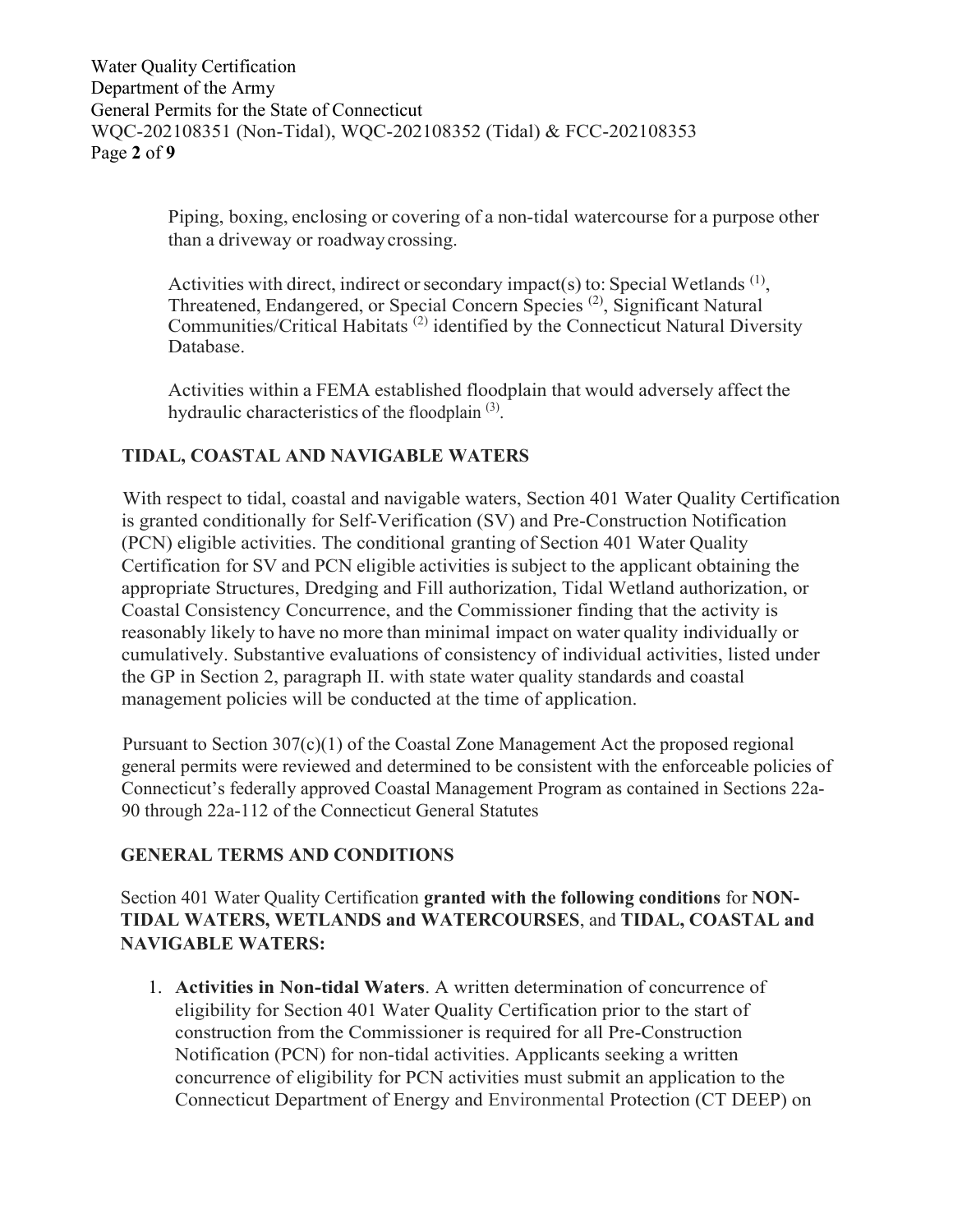Piping, boxing, enclosing or covering of a non-tidal watercourse for a purpose other than a driveway or roadway crossing.

Activities with direct, indirect or secondary impact(s) to: Special Wetlands [(1)], Threatened, Endangered, or Special Concern Species [(2)], Significant Natural Communities/Critical Habitats [(2)] identified by the Connecticut Natural Diversity Database.

Activities within a FEMA established floodplain that would adversely affect the hydraulic characteristics of the floodplain [(3)].

## TIDAL, COASTAL AND NAVIGABLE WATERS

With respect to tidal, coastal and navigable waters, Section 401 Water Quality Certification is granted conditionally for Self-Verification (SV) and Pre-Construction Notification (PCN) eligible activities. The conditional granting of Section 401 Water Quality Certification for SV and PCN eligible activities is subject to the applicant obtaining the appropriate Structures, Dredging and Fill authorization, Tidal Wetland authorization, or Coastal Consistency Concurrence, and the Commissioner finding that the activity is reasonably likely to have no more than minimal impact on water quality individually or cumulatively. Substantive evaluations of consistency of individual activities, listed under the GP in Section 2, paragraph II. with state water quality standards and coastal management policies will be conducted at the time of application.

Pursuant to Section 307(c)(1) of the Coastal Zone Management Act the proposed regional general permits were reviewed and determined to be consistent with the enforceable policies of Connecticut's federally approved Coastal Management Program as contained in Sections 22a-90 through 22a-112 of the Connecticut General Statutes

## GENERAL TERMS AND CONDITIONS

Section 401 Water Quality Certification **granted with the following conditions** for **NON-TIDAL WATERS, WETLANDS and WATERCOURSES**, and **TIDAL, COASTAL and NAVIGABLE WATERS:**

1. **Activities in Non-tidal Waters**. A written determination of concurrence of eligibility for Section 401 Water Quality Certification prior to the start of construction from the Commissioner is required for all Pre-Construction Notification (PCN) for non-tidal activities. Applicants seeking a written concurrence of eligibility for PCN activities must submit an application to the Connecticut Department of Energy and Environmental Protection (CT DEEP) on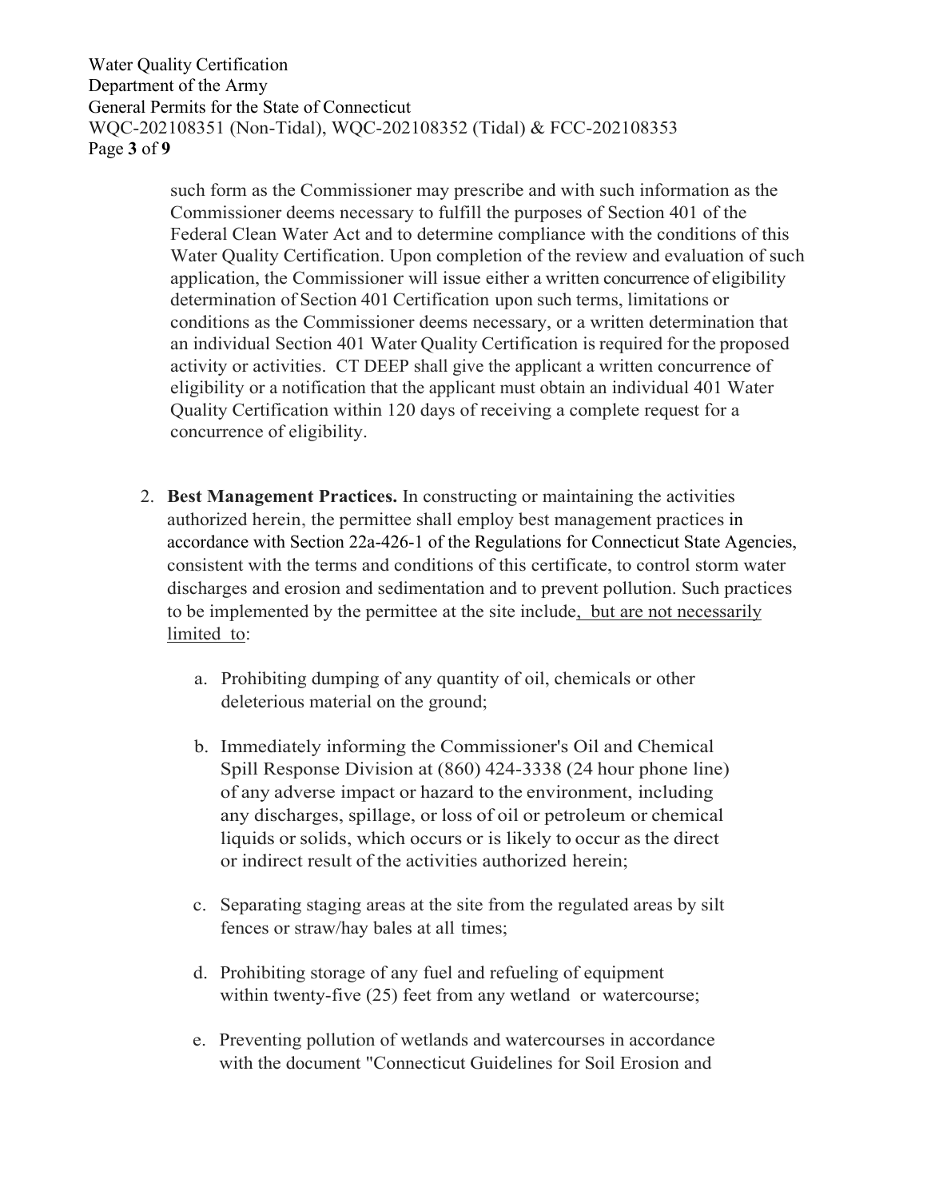such form as the Commissioner may prescribe and with such information as the Commissioner deems necessary to fulfill the purposes of Section 401 of the Federal Clean Water Act and to determine compliance with the conditions of this Water Quality Certification. Upon completion of the review and evaluation of such application, the Commissioner will issue either a written concurrence of eligibility determination of Section 401 Certification upon such terms, limitations or conditions as the Commissioner deems necessary, or a written determination that an individual Section 401 Water Quality Certification is required for the proposed activity or activities. CT DEEP shall give the applicant a written concurrence of eligibility or a notification that the applicant must obtain an individual 401 Water Quality Certification within 120 days of receiving a complete request for a concurrence of eligibility.

2. **Best Management Practices.** In constructing or maintaining the activities authorized herein, the permittee shall employ best management practices in accordance with Section 22a-426-1 of the Regulations for Connecticut State Agencies, consistent with the terms and conditions of this certificate, to control storm water discharges and erosion and sedimentation and to prevent pollution. Such practices to be implemented by the permittee at the site include<u>, but are not necessarily limited to</u>:

    a. Prohibiting dumping of any quantity of oil, chemicals or other deleterious material on the ground;

    b. Immediately informing the Commissioner's Oil and Chemical Spill Response Division at (860) 424-3338 (24 hour phone line) of any adverse impact or hazard to the environment, including any discharges, spillage, or loss of oil or petroleum or chemical liquids or solids, which occurs or is likely to occur as the direct or indirect result of the activities authorized herein;

    c. Separating staging areas at the site from the regulated areas by silt fences or straw/hay bales at all times;

    d. Prohibiting storage of any fuel and refueling of equipment within twenty-five (25) feet from any wetland or watercourse;

    e. Preventing pollution of wetlands and watercourses in accordance with the document "Connecticut Guidelines for Soil Erosion and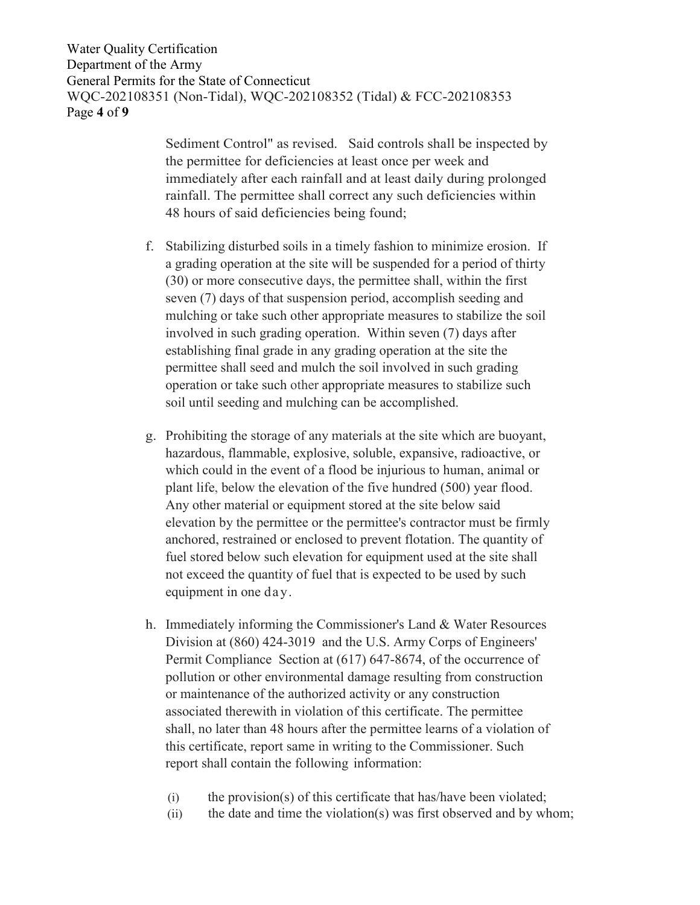Sediment Control" as revised. Said controls shall be inspected by the permittee for deficiencies at least once per week and immediately after each rainfall and at least daily during prolonged rainfall. The permittee shall correct any such deficiencies within 48 hours of said deficiencies being found;

f. Stabilizing disturbed soils in a timely fashion to minimize erosion. If a grading operation at the site will be suspended for a period of thirty (30) or more consecutive days, the permittee shall, within the first seven (7) days of that suspension period, accomplish seeding and mulching or take such other appropriate measures to stabilize the soil involved in such grading operation. Within seven (7) days after establishing final grade in any grading operation at the site the permittee shall seed and mulch the soil involved in such grading operation or take such other appropriate measures to stabilize such soil until seeding and mulching can be accomplished.

g. Prohibiting the storage of any materials at the site which are buoyant, hazardous, flammable, explosive, soluble, expansive, radioactive, or which could in the event of a flood be injurious to human, animal or plant life, below the elevation of the five hundred (500) year flood. Any other material or equipment stored at the site below said elevation by the permittee or the permittee's contractor must be firmly anchored, restrained or enclosed to prevent flotation. The quantity of fuel stored below such elevation for equipment used at the site shall not exceed the quantity of fuel that is expected to be used by such equipment in one day.

h. Immediately informing the Commissioner's Land & Water Resources Division at (860) 424-3019 and the U.S. Army Corps of Engineers' Permit Compliance Section at (617) 647-8674, of the occurrence of pollution or other environmental damage resulting from construction or maintenance of the authorized activity or any construction associated therewith in violation of this certificate. The permittee shall, no later than 48 hours after the permittee learns of a violation of this certificate, report same in writing to the Commissioner. Such report shall contain the following information:

   (i) the provision(s) of this certificate that has/have been violated;
   (ii) the date and time the violation(s) was first observed and by whom;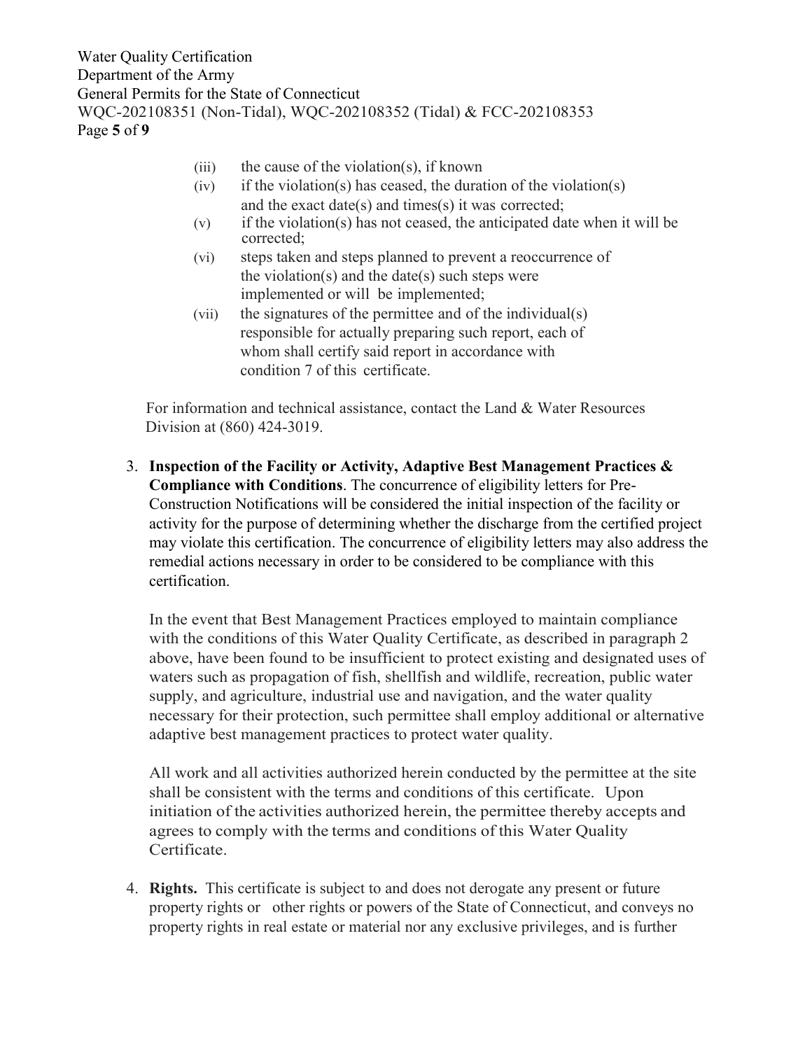(iii) the cause of the violation(s), if known

(iv) if the violation(s) has ceased, the duration of the violation(s) and the exact date(s) and times(s) it was corrected;

(v) if the violation(s) has not ceased, the anticipated date when it will be corrected;

(vi) steps taken and steps planned to prevent a reoccurrence of the violation(s) and the date(s) such steps were implemented or will be implemented;

(vii) the signatures of the permittee and of the individual(s) responsible for actually preparing such report, each of whom shall certify said report in accordance with condition 7 of this certificate.

For information and technical assistance, contact the Land & Water Resources Division at (860) 424-3019.

3. **Inspection of the Facility or Activity, Adaptive Best Management Practices & Compliance with Conditions**. The concurrence of eligibility letters for Pre-Construction Notifications will be considered the initial inspection of the facility or activity for the purpose of determining whether the discharge from the certified project may violate this certification. The concurrence of eligibility letters may also address the remedial actions necessary in order to be considered to be compliance with this certification.

   In the event that Best Management Practices employed to maintain compliance with the conditions of this Water Quality Certificate, as described in paragraph 2 above, have been found to be insufficient to protect existing and designated uses of waters such as propagation of fish, shellfish and wildlife, recreation, public water supply, and agriculture, industrial use and navigation, and the water quality necessary for their protection, such permittee shall employ additional or alternative adaptive best management practices to protect water quality.

   All work and all activities authorized herein conducted by the permittee at the site shall be consistent with the terms and conditions of this certificate. Upon initiation of the activities authorized herein, the permittee thereby accepts and agrees to comply with the terms and conditions of this Water Quality Certificate.

4. **Rights.** This certificate is subject to and does not derogate any present or future property rights or other rights or powers of the State of Connecticut, and conveys no property rights in real estate or material nor any exclusive privileges, and is further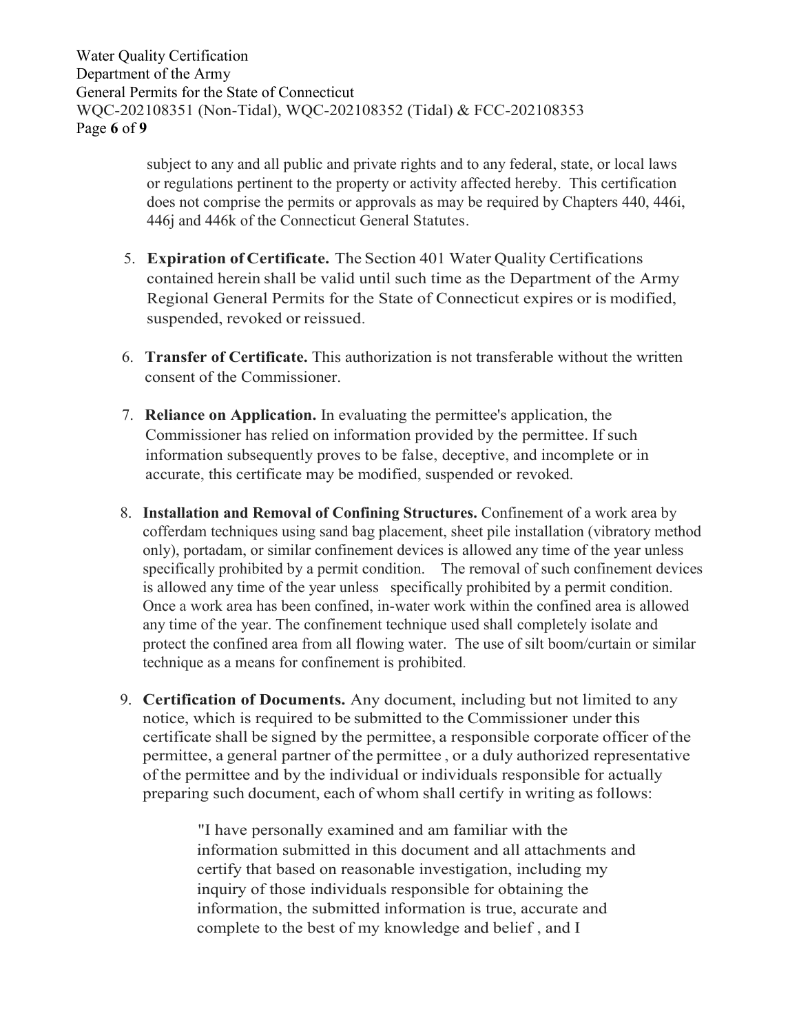subject to any and all public and private rights and to any federal, state, or local laws or regulations pertinent to the property or activity affected hereby. This certification does not comprise the permits or approvals as may be required by Chapters 440, 446i, 446j and 446k of the Connecticut General Statutes.

5. **Expiration of Certificate.** The Section 401 Water Quality Certifications contained herein shall be valid until such time as the Department of the Army Regional General Permits for the State of Connecticut expires or is modified, suspended, revoked or reissued.

6. **Transfer of Certificate.** This authorization is not transferable without the written consent of the Commissioner.

7. **Reliance on Application.** In evaluating the permittee's application, the Commissioner has relied on information provided by the permittee. If such information subsequently proves to be false, deceptive, and incomplete or in accurate, this certificate may be modified, suspended or revoked.

8. **Installation and Removal of Confining Structures.** Confinement of a work area by cofferdam techniques using sand bag placement, sheet pile installation (vibratory method only), portadam, or similar confinement devices is allowed any time of the year unless specifically prohibited by a permit condition. The removal of such confinement devices is allowed any time of the year unless specifically prohibited by a permit condition. Once a work area has been confined, in-water work within the confined area is allowed any time of the year. The confinement technique used shall completely isolate and protect the confined area from all flowing water. The use of silt boom/curtain or similar technique as a means for confinement is prohibited.

9. **Certification of Documents.** Any document, including but not limited to any notice, which is required to be submitted to the Commissioner under this certificate shall be signed by the permittee, a responsible corporate officer of the permittee, a general partner of the permittee , or a duly authorized representative of the permittee and by the individual or individuals responsible for actually preparing such document, each of whom shall certify in writing as follows:

   > "I have personally examined and am familiar with the information submitted in this document and all attachments and certify that based on reasonable investigation, including my inquiry of those individuals responsible for obtaining the information, the submitted information is true, accurate and complete to the best of my knowledge and belief , and I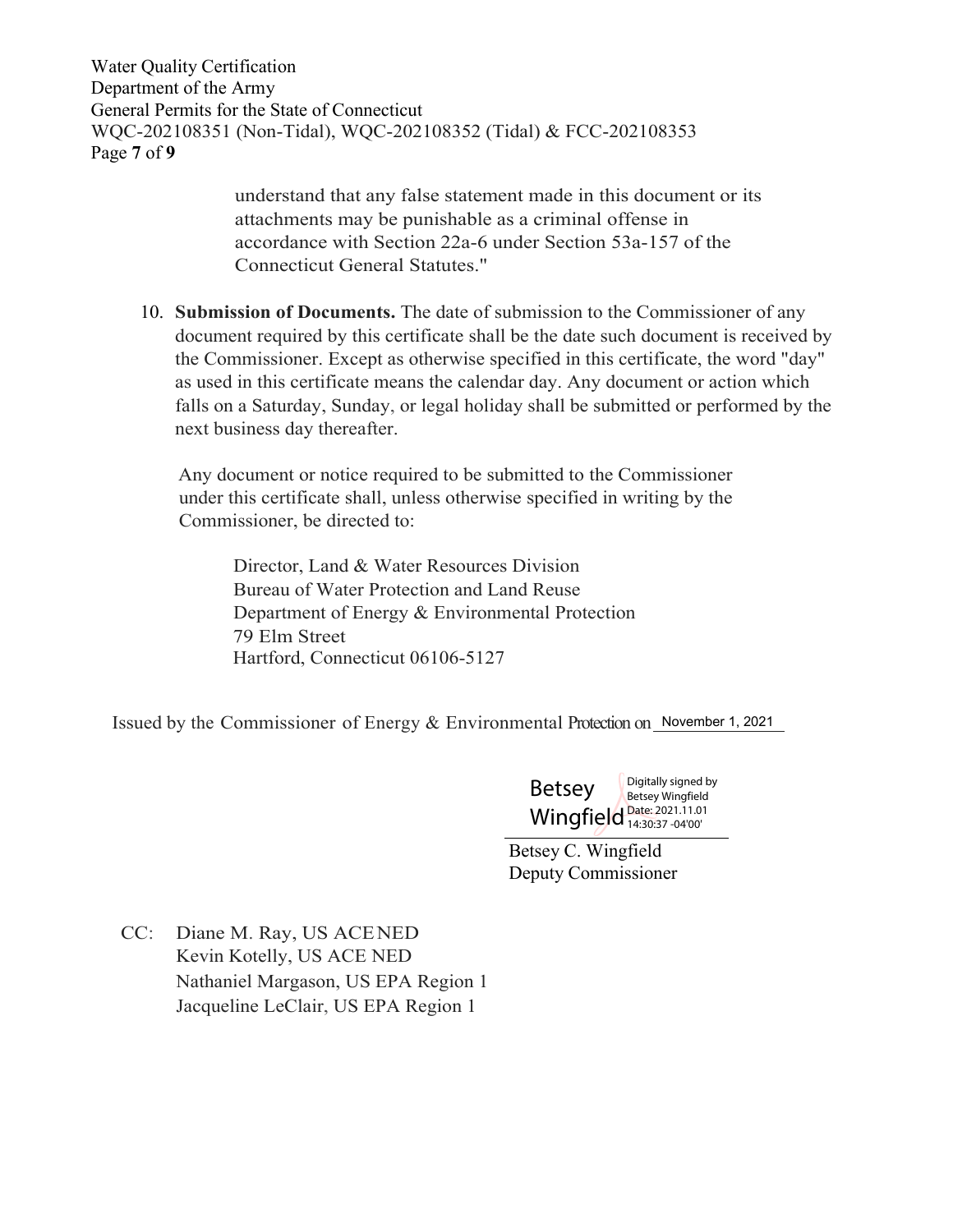understand that any false statement made in this document or its attachments may be punishable as a criminal offense in accordance with Section 22a-6 under Section 53a-157 of the Connecticut General Statutes."

10. **Submission of Documents.** The date of submission to the Commissioner of any document required by this certificate shall be the date such document is received by the Commissioner. Except as otherwise specified in this certificate, the word "day" as used in this certificate means the calendar day. Any document or action which falls on a Saturday, Sunday, or legal holiday shall be submitted or performed by the next business day thereafter.

    Any document or notice required to be submitted to the Commissioner under this certificate shall, unless otherwise specified in writing by the Commissioner, be directed to:

    Director, Land & Water Resources Division
    Bureau of Water Protection and Land Reuse
    Department of Energy & Environmental Protection
    79 Elm Street
    Hartford, Connecticut 06106-5127

Issued by the Commissioner of Energy & Environmental Protection on November 1, 2021

Betsey Wingfield — Digitally signed by Betsey Wingfield Date: 2021.11.01 14:30:37 -04'00'

Betsey C. Wingfield
Deputy Commissioner

CC: Diane M. Ray, US ACE NED
Kevin Kotelly, US ACE NED
Nathaniel Margason, US EPA Region 1
Jacqueline LeClair, US EPA Region 1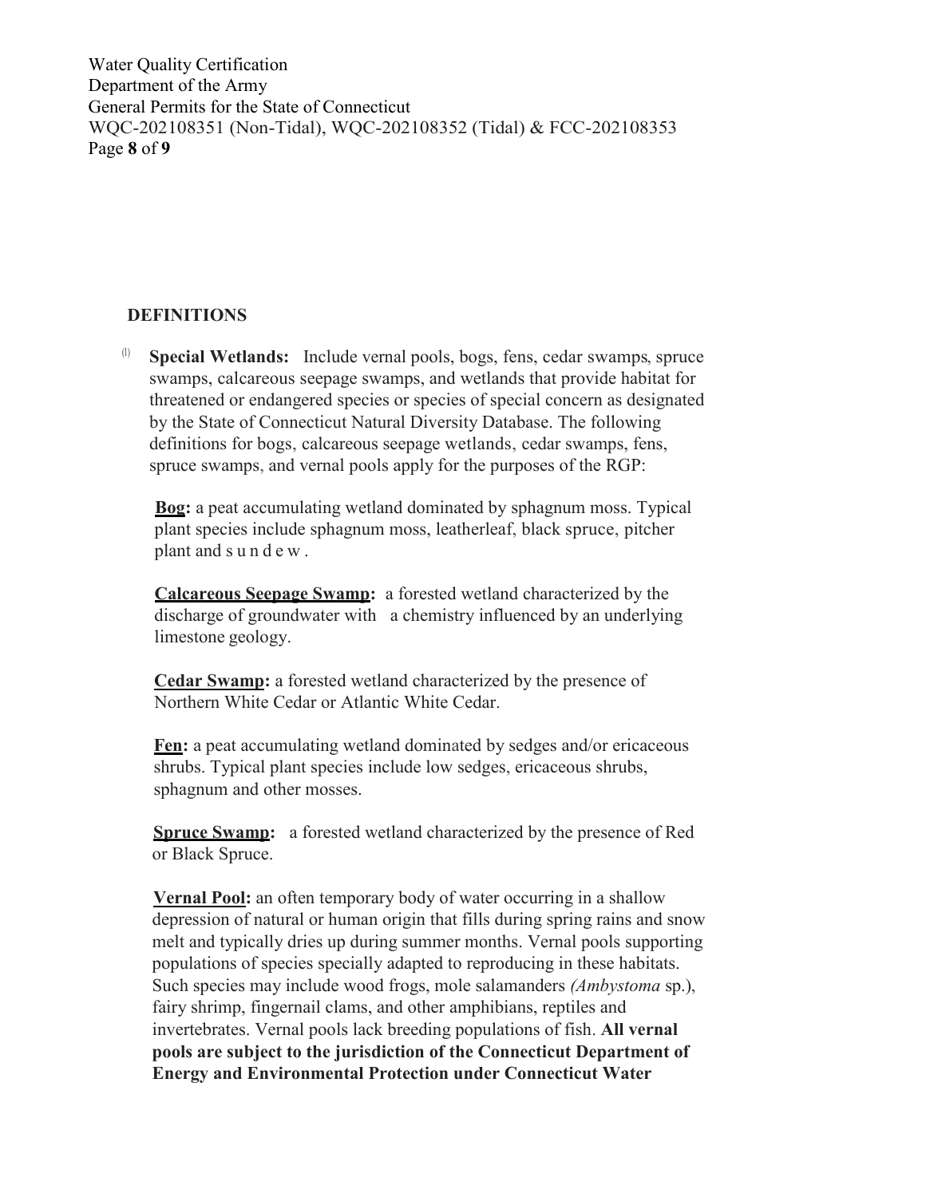## DEFINITIONS

(l) **Special Wetlands:** Include vernal pools, bogs, fens, cedar swamps, spruce swamps, calcareous seepage swamps, and wetlands that provide habitat for threatened or endangered species or species of special concern as designated by the State of Connecticut Natural Diversity Database. The following definitions for bogs, calcareous seepage wetlands, cedar swamps, fens, spruce swamps, and vernal pools apply for the purposes of the RGP:

**Bog:** a peat accumulating wetland dominated by sphagnum moss. Typical plant species include sphagnum moss, leatherleaf, black spruce, pitcher plant and sundew.

**Calcareous Seepage Swamp:** a forested wetland characterized by the discharge of groundwater with a chemistry influenced by an underlying limestone geology.

**Cedar Swamp:** a forested wetland characterized by the presence of Northern White Cedar or Atlantic White Cedar.

**Fen:** a peat accumulating wetland dominated by sedges and/or ericaceous shrubs. Typical plant species include low sedges, ericaceous shrubs, sphagnum and other mosses.

**Spruce Swamp:** a forested wetland characterized by the presence of Red or Black Spruce.

**Vernal Pool:** an often temporary body of water occurring in a shallow depression of natural or human origin that fills during spring rains and snow melt and typically dries up during summer months. Vernal pools supporting populations of species specially adapted to reproducing in these habitats. Such species may include wood frogs, mole salamanders *(Ambystoma* sp.), fairy shrimp, fingernail clams, and other amphibians, reptiles and invertebrates. Vernal pools lack breeding populations of fish. **All vernal pools are subject to the jurisdiction of the Connecticut Department of Energy and Environmental Protection under Connecticut Water**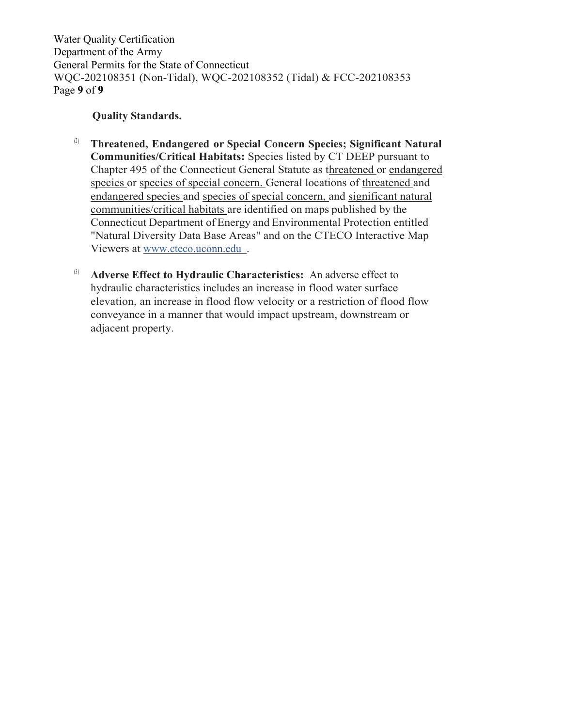**Quality Standards.**

(2) **Threatened, Endangered or Special Concern Species; Significant Natural Communities/Critical Habitats:** Species listed by CT DEEP pursuant to Chapter 495 of the Connecticut General Statute as threatened or endangered species or species of special concern. General locations of threatened and endangered species and species of special concern, and significant natural communities/critical habitats are identified on maps published by the Connecticut Department of Energy and Environmental Protection entitled "Natural Diversity Data Base Areas" and on the CTECO Interactive Map Viewers at www.cteco.uconn.edu .

(3) **Adverse Effect to Hydraulic Characteristics:** An adverse effect to hydraulic characteristics includes an increase in flood water surface elevation, an increase in flood flow velocity or a restriction of flood flow conveyance in a manner that would impact upstream, downstream or adjacent property.